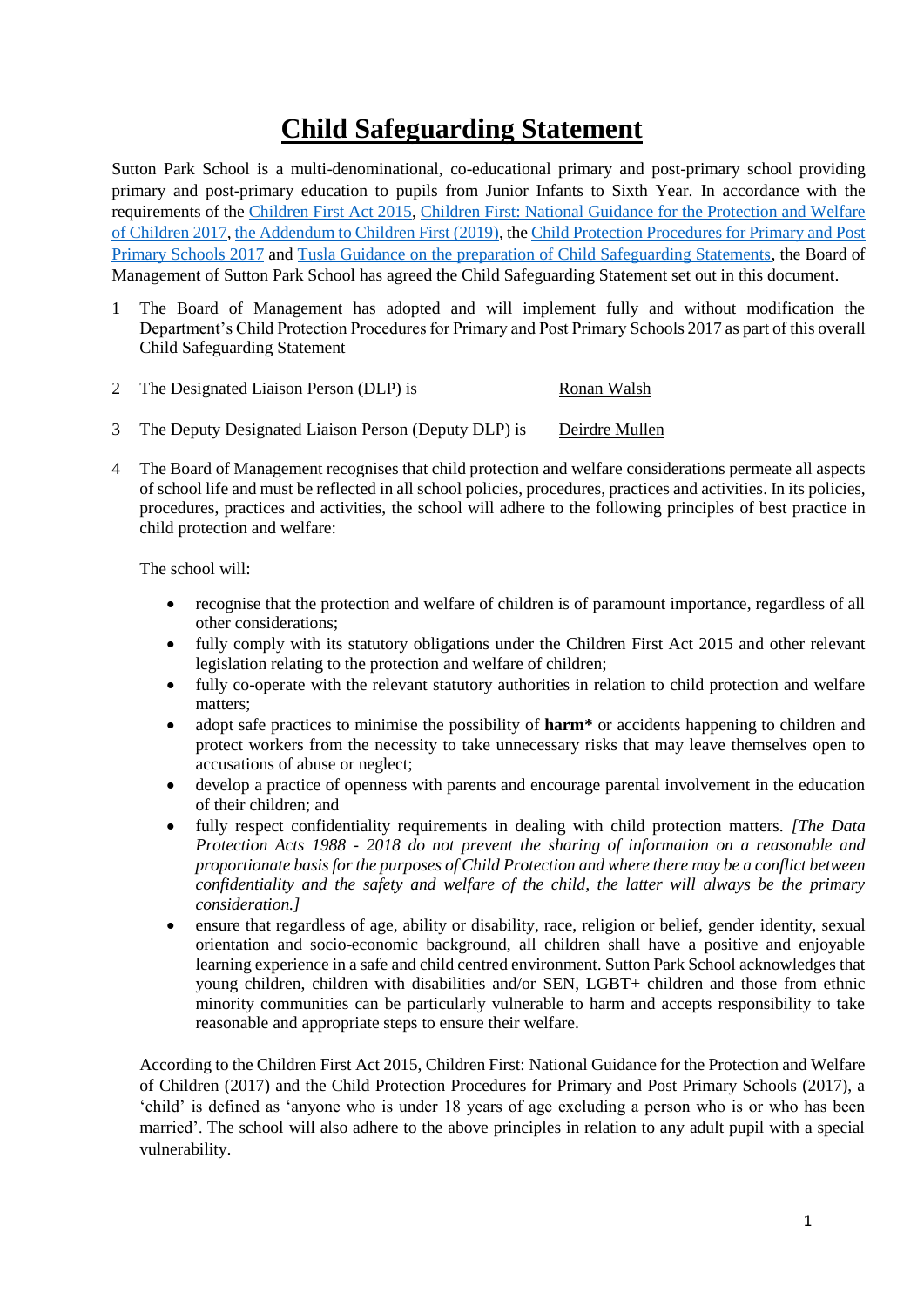# Child Safeguarding Statement

Sutton Park School is a multi-denominational, co-educational primary and post-primary school providing primary and post-primary education to pupils from Junior Infants to Sixth Year. In accordance with the requirements of the Children First Act 2015, Children First: National Guidance for the Protection and Welfare of Children 2017, the Addendum to Children First (2019), the Child Protection Procedures for Primary and Post Primary Schools 2017 and Tusla Guidance on the preparation of Child Safeguarding Statements, the Board of Management of Sutton Park School has agreed the Child Safeguarding Statement set out in this document.

1 The Board of Management has adopted and will implement fully and without modification the Department's Child Protection Procedures for Primary and Post Primary Schools 2017 as part of this overall Child Safeguarding Statement

2 The Designated Liaison Person (DLP) is Ronan Walsh

3 The Deputy Designated Liaison Person (Deputy DLP) is Deirdre Mullen

4 The Board of Management recognises that child protection and welfare considerations permeate all aspects of school life and must be reflected in all school policies, procedures, practices and activities. In its policies, procedures, practices and activities, the school will adhere to the following principles of best practice in child protection and welfare:

The school will:

- recognise that the protection and welfare of children is of paramount importance, regardless of all other considerations;
- fully comply with its statutory obligations under the Children First Act 2015 and other relevant legislation relating to the protection and welfare of children;
- fully co-operate with the relevant statutory authorities in relation to child protection and welfare matters;
- adopt safe practices to minimise the possibility of **harm*** or accidents happening to children and protect workers from the necessity to take unnecessary risks that may leave themselves open to accusations of abuse or neglect;
- develop a practice of openness with parents and encourage parental involvement in the education of their children; and
- fully respect confidentiality requirements in dealing with child protection matters. *[The Data Protection Acts 1988 - 2018 do not prevent the sharing of information on a reasonable and proportionate basis for the purposes of Child Protection and where there may be a conflict between confidentiality and the safety and welfare of the child, the latter will always be the primary consideration.]*
- ensure that regardless of age, ability or disability, race, religion or belief, gender identity, sexual orientation and socio-economic background, all children shall have a positive and enjoyable learning experience in a safe and child centred environment. Sutton Park School acknowledges that young children, children with disabilities and/or SEN, LGBT+ children and those from ethnic minority communities can be particularly vulnerable to harm and accepts responsibility to take reasonable and appropriate steps to ensure their welfare.

According to the Children First Act 2015, Children First: National Guidance for the Protection and Welfare of Children (2017) and the Child Protection Procedures for Primary and Post Primary Schools (2017), a 'child' is defined as 'anyone who is under 18 years of age excluding a person who is or who has been married'. The school will also adhere to the above principles in relation to any adult pupil with a special vulnerability.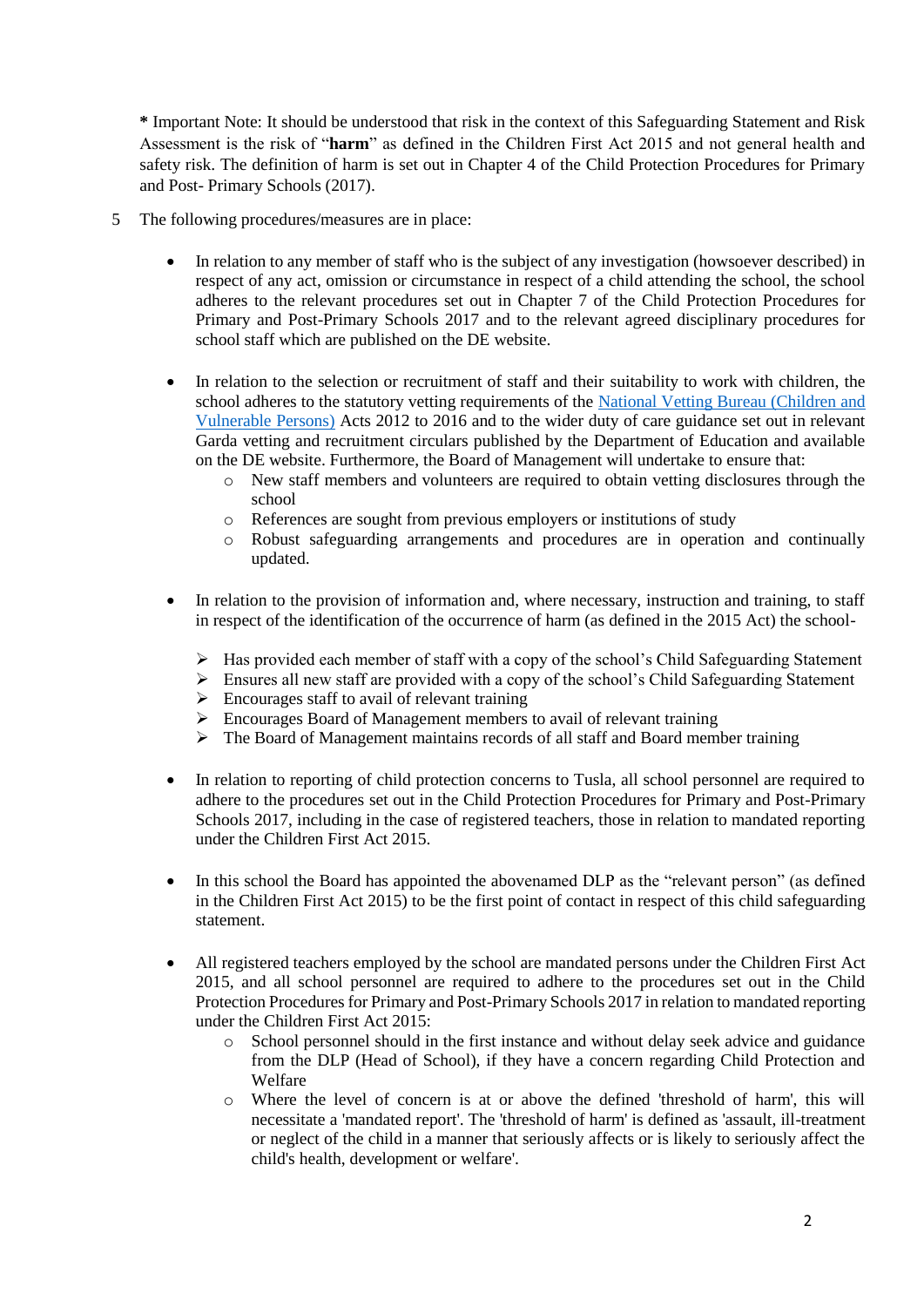**\*** Important Note: It should be understood that risk in the context of this Safeguarding Statement and Risk Assessment is the risk of "**harm**" as defined in the Children First Act 2015 and not general health and safety risk. The definition of harm is set out in Chapter 4 of the Child Protection Procedures for Primary and Post- Primary Schools (2017).

5 The following procedures/measures are in place:

- In relation to any member of staff who is the subject of any investigation (howsoever described) in respect of any act, omission or circumstance in respect of a child attending the school, the school adheres to the relevant procedures set out in Chapter 7 of the Child Protection Procedures for Primary and Post-Primary Schools 2017 and to the relevant agreed disciplinary procedures for school staff which are published on the DE website.

- In relation to the selection or recruitment of staff and their suitability to work with children, the school adheres to the statutory vetting requirements of the National Vetting Bureau (Children and Vulnerable Persons) Acts 2012 to 2016 and to the wider duty of care guidance set out in relevant Garda vetting and recruitment circulars published by the Department of Education and available on the DE website. Furthermore, the Board of Management will undertake to ensure that:
    - New staff members and volunteers are required to obtain vetting disclosures through the school
    - References are sought from previous employers or institutions of study
    - Robust safeguarding arrangements and procedures are in operation and continually updated.

- In relation to the provision of information and, where necessary, instruction and training, to staff in respect of the identification of the occurrence of harm (as defined in the 2015 Act) the school-
    - Has provided each member of staff with a copy of the school's Child Safeguarding Statement
    - Ensures all new staff are provided with a copy of the school's Child Safeguarding Statement
    - Encourages staff to avail of relevant training
    - Encourages Board of Management members to avail of relevant training
    - The Board of Management maintains records of all staff and Board member training

- In relation to reporting of child protection concerns to Tusla, all school personnel are required to adhere to the procedures set out in the Child Protection Procedures for Primary and Post-Primary Schools 2017, including in the case of registered teachers, those in relation to mandated reporting under the Children First Act 2015.

- In this school the Board has appointed the abovenamed DLP as the "relevant person" (as defined in the Children First Act 2015) to be the first point of contact in respect of this child safeguarding statement.

- All registered teachers employed by the school are mandated persons under the Children First Act 2015, and all school personnel are required to adhere to the procedures set out in the Child Protection Procedures for Primary and Post-Primary Schools 2017 in relation to mandated reporting under the Children First Act 2015:
    - School personnel should in the first instance and without delay seek advice and guidance from the DLP (Head of School), if they have a concern regarding Child Protection and Welfare
    - Where the level of concern is at or above the defined 'threshold of harm', this will necessitate a 'mandated report'. The 'threshold of harm' is defined as 'assault, ill-treatment or neglect of the child in a manner that seriously affects or is likely to seriously affect the child's health, development or welfare'.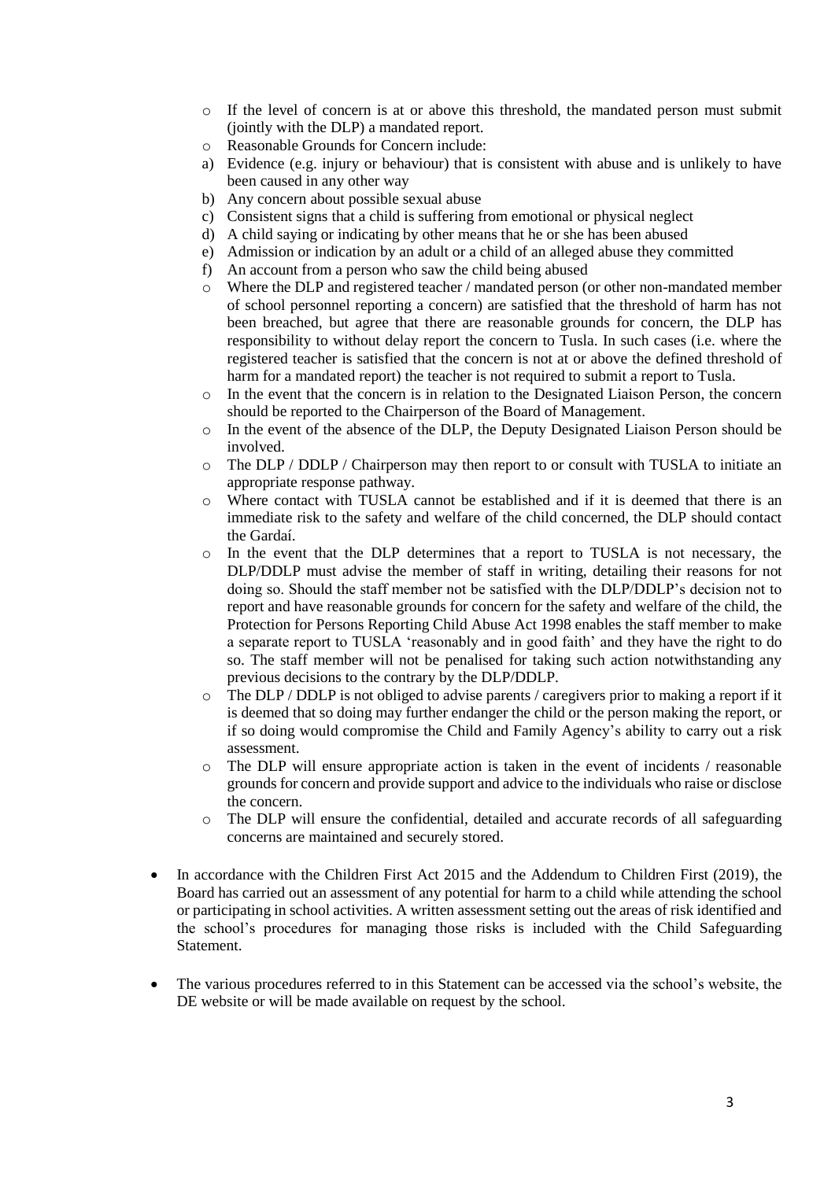- If the level of concern is at or above this threshold, the mandated person must submit (jointly with the DLP) a mandated report.
- Reasonable Grounds for Concern include:

a) Evidence (e.g. injury or behaviour) that is consistent with abuse and is unlikely to have been caused in any other way

b) Any concern about possible sexual abuse

c) Consistent signs that a child is suffering from emotional or physical neglect

d) A child saying or indicating by other means that he or she has been abused

e) Admission or indication by an adult or a child of an alleged abuse they committed

f) An account from a person who saw the child being abused

- Where the DLP and registered teacher / mandated person (or other non-mandated member of school personnel reporting a concern) are satisfied that the threshold of harm has not been breached, but agree that there are reasonable grounds for concern, the DLP has responsibility to without delay report the concern to Tusla. In such cases (i.e. where the registered teacher is satisfied that the concern is not at or above the defined threshold of harm for a mandated report) the teacher is not required to submit a report to Tusla.
- In the event that the concern is in relation to the Designated Liaison Person, the concern should be reported to the Chairperson of the Board of Management.
- In the event of the absence of the DLP, the Deputy Designated Liaison Person should be involved.
- The DLP / DDLP / Chairperson may then report to or consult with TUSLA to initiate an appropriate response pathway.
- Where contact with TUSLA cannot be established and if it is deemed that there is an immediate risk to the safety and welfare of the child concerned, the DLP should contact the Gardaí.
- In the event that the DLP determines that a report to TUSLA is not necessary, the DLP/DDLP must advise the member of staff in writing, detailing their reasons for not doing so. Should the staff member not be satisfied with the DLP/DDLP's decision not to report and have reasonable grounds for concern for the safety and welfare of the child, the Protection for Persons Reporting Child Abuse Act 1998 enables the staff member to make a separate report to TUSLA 'reasonably and in good faith' and they have the right to do so. The staff member will not be penalised for taking such action notwithstanding any previous decisions to the contrary by the DLP/DDLP.
- The DLP / DDLP is not obliged to advise parents / caregivers prior to making a report if it is deemed that so doing may further endanger the child or the person making the report, or if so doing would compromise the Child and Family Agency's ability to carry out a risk assessment.
- The DLP will ensure appropriate action is taken in the event of incidents / reasonable grounds for concern and provide support and advice to the individuals who raise or disclose the concern.
- The DLP will ensure the confidential, detailed and accurate records of all safeguarding concerns are maintained and securely stored.

- In accordance with the Children First Act 2015 and the Addendum to Children First (2019), the Board has carried out an assessment of any potential for harm to a child while attending the school or participating in school activities. A written assessment setting out the areas of risk identified and the school's procedures for managing those risks is included with the Child Safeguarding Statement.
- The various procedures referred to in this Statement can be accessed via the school's website, the DE website or will be made available on request by the school.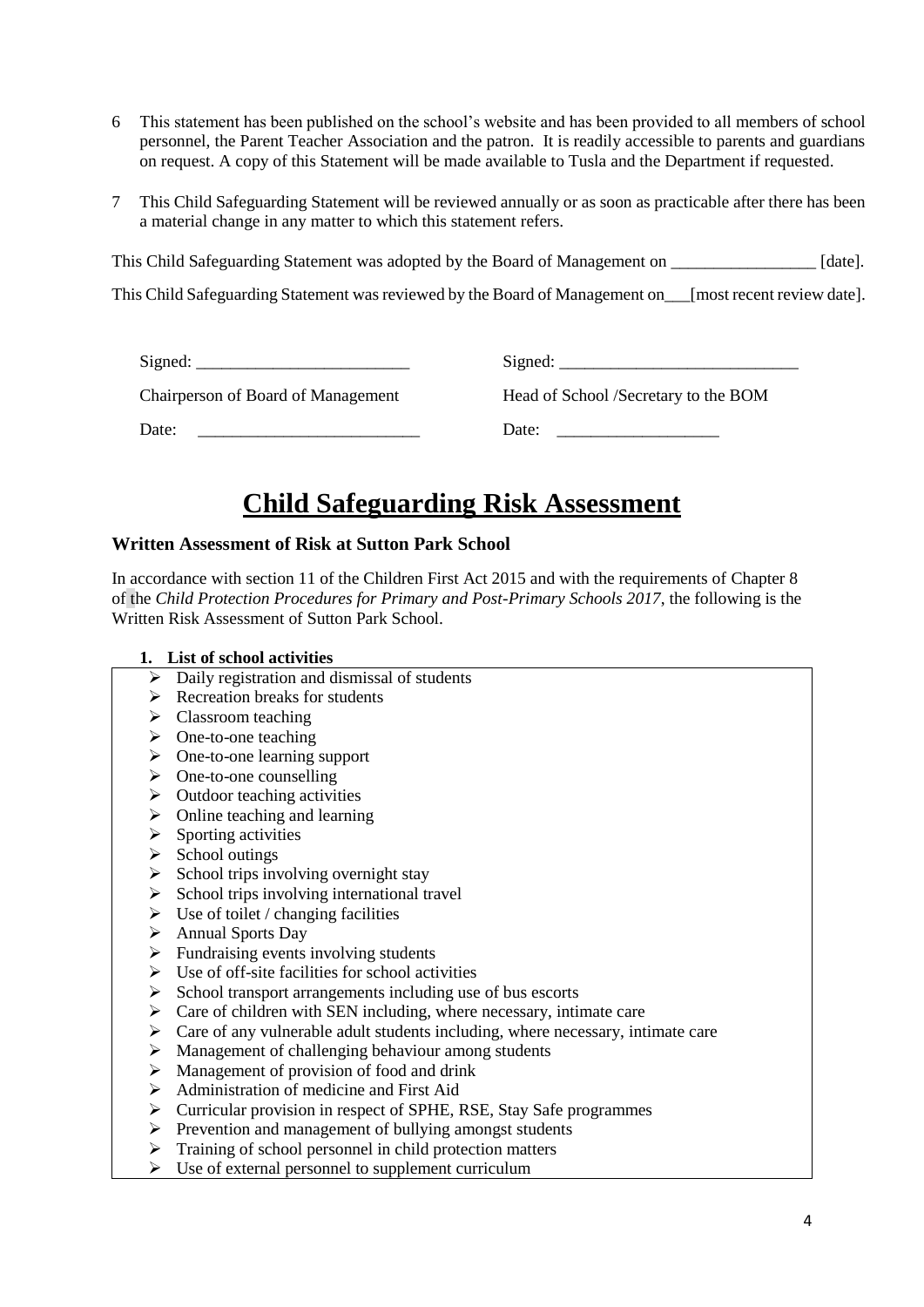6. This statement has been published on the school's website and has been provided to all members of school personnel, the Parent Teacher Association and the patron. It is readily accessible to parents and guardians on request. A copy of this Statement will be made available to Tusla and the Department if requested.

7. This Child Safeguarding Statement will be reviewed annually or as soon as practicable after there has been a material change in any matter to which this statement refers.

This Child Safeguarding Statement was adopted by the Board of Management on _________________ [date].

This Child Safeguarding Statement was reviewed by the Board of Management on___[most recent review date].

| | |
|---|---|
| Signed: _________________________ | Signed: ____________________________ |
| Chairperson of Board of Management | Head of School /Secretary to the BOM |
| Date: __________________________ | Date: ___________________ |

# Child Safeguarding Risk Assessment

### Written Assessment of Risk at Sutton Park School

In accordance with section 11 of the Children First Act 2015 and with the requirements of Chapter 8 of the *Child Protection Procedures for Primary and Post-Primary Schools 2017*, the following is the Written Risk Assessment of Sutton Park School.

**1. List of school activities**

- Daily registration and dismissal of students
- Recreation breaks for students
- Classroom teaching
- One-to-one teaching
- One-to-one learning support
- One-to-one counselling
- Outdoor teaching activities
- Online teaching and learning
- Sporting activities
- School outings
- School trips involving overnight stay
- School trips involving international travel
- Use of toilet / changing facilities
- Annual Sports Day
- Fundraising events involving students
- Use of off-site facilities for school activities
- School transport arrangements including use of bus escorts
- Care of children with SEN including, where necessary, intimate care
- Care of any vulnerable adult students including, where necessary, intimate care
- Management of challenging behaviour among students
- Management of provision of food and drink
- Administration of medicine and First Aid
- Curricular provision in respect of SPHE, RSE, Stay Safe programmes
- Prevention and management of bullying amongst students
- Training of school personnel in child protection matters
- Use of external personnel to supplement curriculum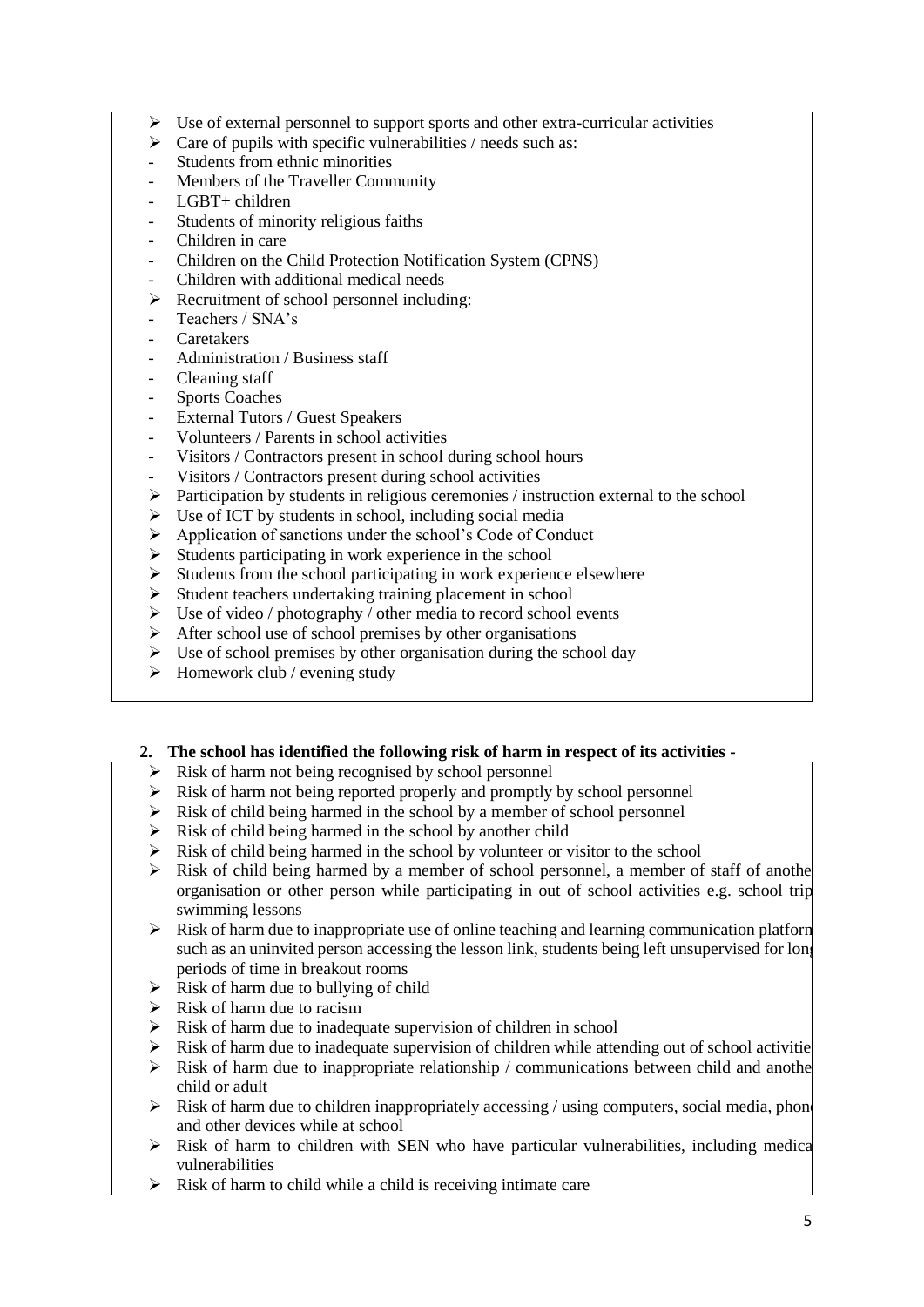- Use of external personnel to support sports and other extra-curricular activities
- Care of pupils with specific vulnerabilities / needs such as:
  - Students from ethnic minorities
  - Members of the Traveller Community
  - LGBT+ children
  - Students of minority religious faiths
  - Children in care
  - Children on the Child Protection Notification System (CPNS)
  - Children with additional medical needs
- Recruitment of school personnel including:
  - Teachers / SNA's
  - Caretakers
  - Administration / Business staff
  - Cleaning staff
  - Sports Coaches
  - External Tutors / Guest Speakers
  - Volunteers / Parents in school activities
  - Visitors / Contractors present in school during school hours
  - Visitors / Contractors present during school activities
- Participation by students in religious ceremonies / instruction external to the school
- Use of ICT by students in school, including social media
- Application of sanctions under the school's Code of Conduct
- Students participating in work experience in the school
- Students from the school participating in work experience elsewhere
- Student teachers undertaking training placement in school
- Use of video / photography / other media to record school events
- After school use of school premises by other organisations
- Use of school premises by other organisation during the school day
- Homework club / evening study

**2. The school has identified the following risk of harm in respect of its activities -**

- Risk of harm not being recognised by school personnel
- Risk of harm not being reported properly and promptly by school personnel
- Risk of child being harmed in the school by a member of school personnel
- Risk of child being harmed in the school by another child
- Risk of child being harmed in the school by volunteer or visitor to the school
- Risk of child being harmed by a member of school personnel, a member of staff of another organisation or other person while participating in out of school activities e.g. school trip swimming lessons
- Risk of harm due to inappropriate use of online teaching and learning communication platform such as an uninvited person accessing the lesson link, students being left unsupervised for long periods of time in breakout rooms
- Risk of harm due to bullying of child
- Risk of harm due to racism
- Risk of harm due to inadequate supervision of children in school
- Risk of harm due to inadequate supervision of children while attending out of school activities
- Risk of harm due to inappropriate relationship / communications between child and another child or adult
- Risk of harm due to children inappropriately accessing / using computers, social media, phone and other devices while at school
- Risk of harm to children with SEN who have particular vulnerabilities, including medical vulnerabilities
- Risk of harm to child while a child is receiving intimate care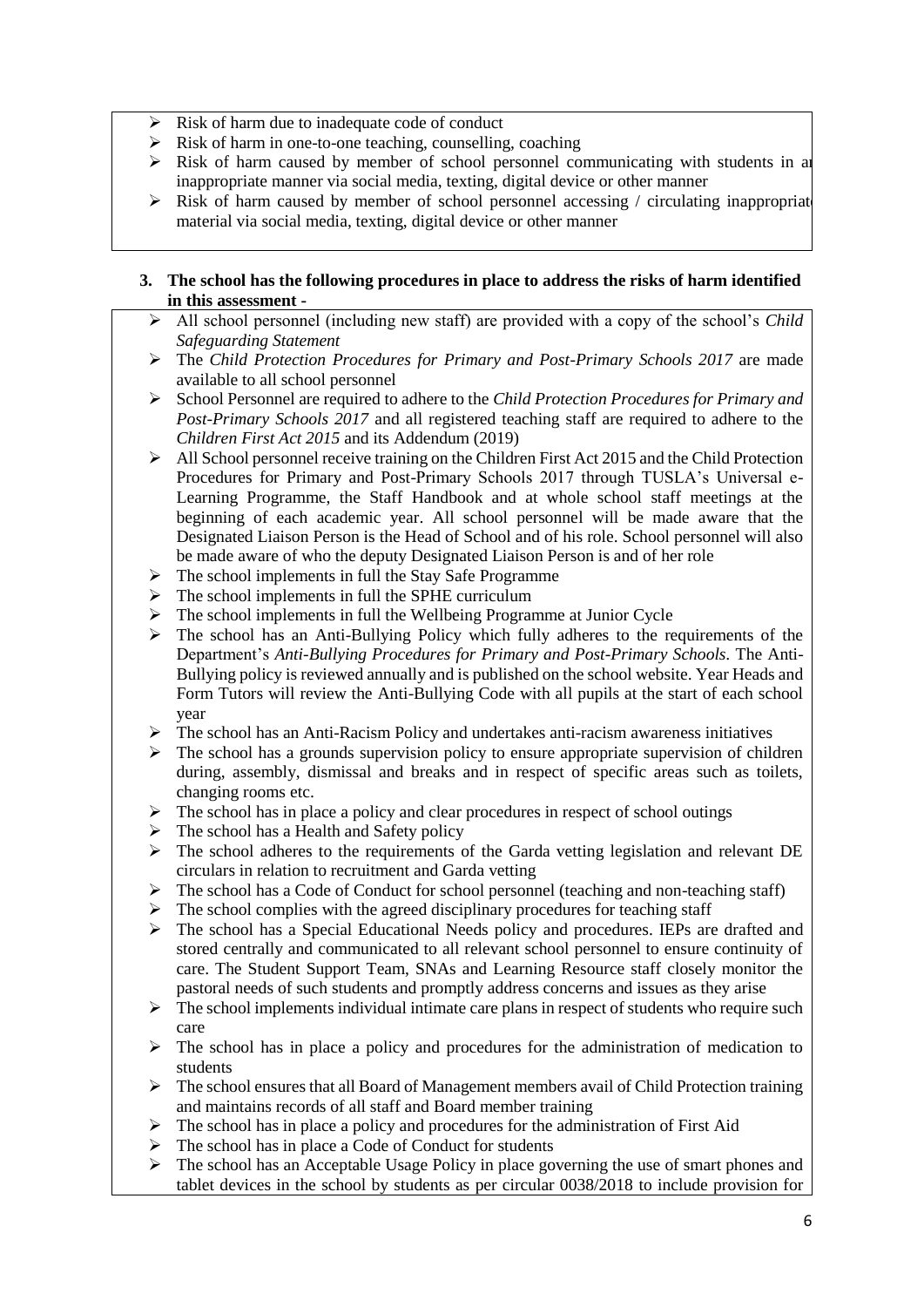- Risk of harm due to inadequate code of conduct
- Risk of harm in one-to-one teaching, counselling, coaching
- Risk of harm caused by member of school personnel communicating with students in an inappropriate manner via social media, texting, digital device or other manner
- Risk of harm caused by member of school personnel accessing / circulating inappropriate material via social media, texting, digital device or other manner

**3. The school has the following procedures in place to address the risks of harm identified in this assessment -**

- All school personnel (including new staff) are provided with a copy of the school's *Child Safeguarding Statement*
- The *Child Protection Procedures for Primary and Post-Primary Schools 2017* are made available to all school personnel
- School Personnel are required to adhere to the *Child Protection Procedures for Primary and Post-Primary Schools 2017* and all registered teaching staff are required to adhere to the *Children First Act 2015* and its Addendum (2019)
- All School personnel receive training on the Children First Act 2015 and the Child Protection Procedures for Primary and Post-Primary Schools 2017 through TUSLA's Universal e-Learning Programme, the Staff Handbook and at whole school staff meetings at the beginning of each academic year. All school personnel will be made aware that the Designated Liaison Person is the Head of School and of his role. School personnel will also be made aware of who the deputy Designated Liaison Person is and of her role
- The school implements in full the Stay Safe Programme
- The school implements in full the SPHE curriculum
- The school implements in full the Wellbeing Programme at Junior Cycle
- The school has an Anti-Bullying Policy which fully adheres to the requirements of the Department's *Anti-Bullying Procedures for Primary and Post-Primary Schools*. The Anti-Bullying policy is reviewed annually and is published on the school website. Year Heads and Form Tutors will review the Anti-Bullying Code with all pupils at the start of each school year
- The school has an Anti-Racism Policy and undertakes anti-racism awareness initiatives
- The school has a grounds supervision policy to ensure appropriate supervision of children during, assembly, dismissal and breaks and in respect of specific areas such as toilets, changing rooms etc.
- The school has in place a policy and clear procedures in respect of school outings
- The school has a Health and Safety policy
- The school adheres to the requirements of the Garda vetting legislation and relevant DE circulars in relation to recruitment and Garda vetting
- The school has a Code of Conduct for school personnel (teaching and non-teaching staff)
- The school complies with the agreed disciplinary procedures for teaching staff
- The school has a Special Educational Needs policy and procedures. IEPs are drafted and stored centrally and communicated to all relevant school personnel to ensure continuity of care. The Student Support Team, SNAs and Learning Resource staff closely monitor the pastoral needs of such students and promptly address concerns and issues as they arise
- The school implements individual intimate care plans in respect of students who require such care
- The school has in place a policy and procedures for the administration of medication to students
- The school ensures that all Board of Management members avail of Child Protection training and maintains records of all staff and Board member training
- The school has in place a policy and procedures for the administration of First Aid
- The school has in place a Code of Conduct for students
- The school has an Acceptable Usage Policy in place governing the use of smart phones and tablet devices in the school by students as per circular 0038/2018 to include provision for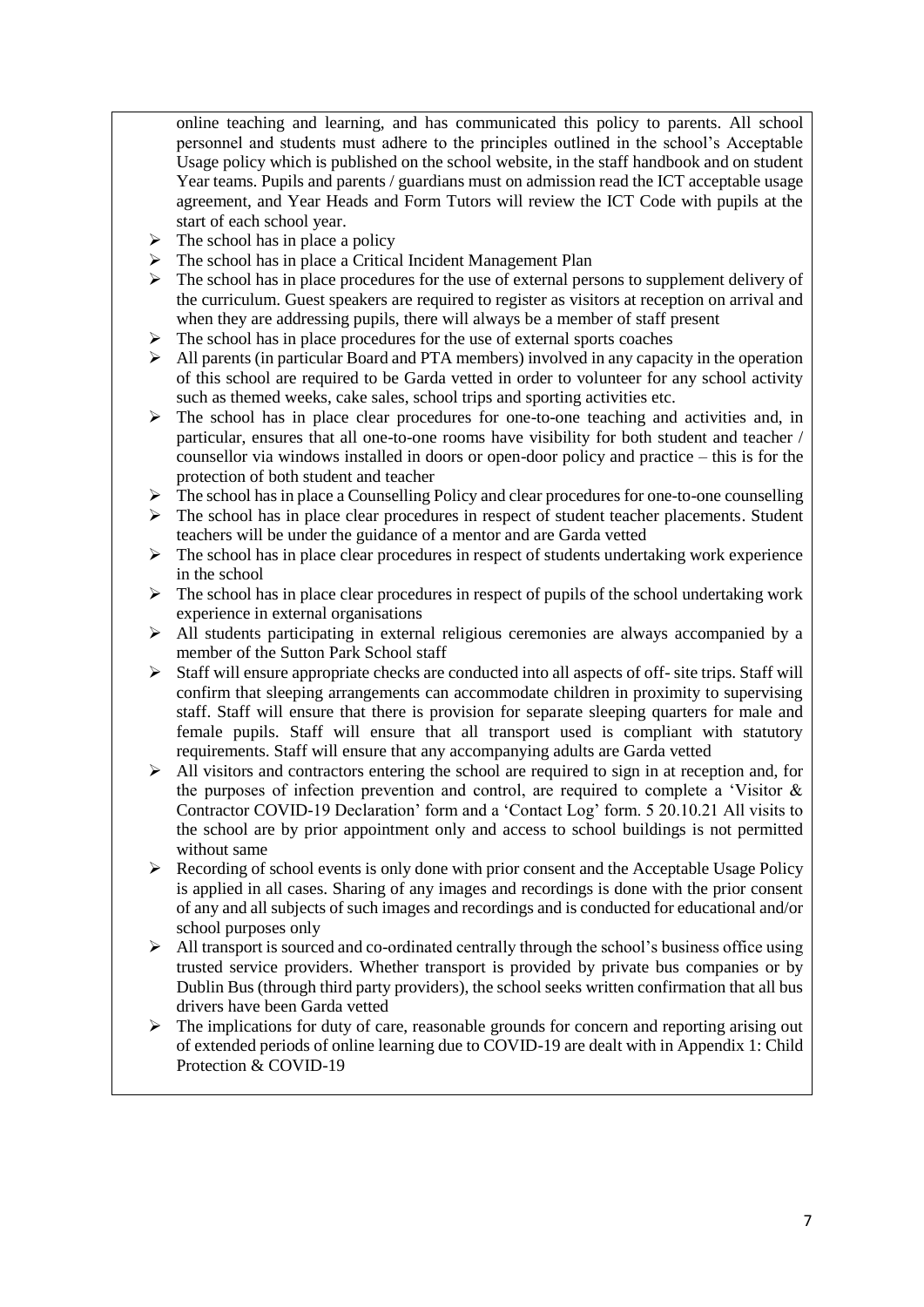online teaching and learning, and has communicated this policy to parents. All school personnel and students must adhere to the principles outlined in the school's Acceptable Usage policy which is published on the school website, in the staff handbook and on student Year teams. Pupils and parents / guardians must on admission read the ICT acceptable usage agreement, and Year Heads and Form Tutors will review the ICT Code with pupils at the start of each school year.

- The school has in place a policy
- The school has in place a Critical Incident Management Plan
- The school has in place procedures for the use of external persons to supplement delivery of the curriculum. Guest speakers are required to register as visitors at reception on arrival and when they are addressing pupils, there will always be a member of staff present
- The school has in place procedures for the use of external sports coaches
- All parents (in particular Board and PTA members) involved in any capacity in the operation of this school are required to be Garda vetted in order to volunteer for any school activity such as themed weeks, cake sales, school trips and sporting activities etc.
- The school has in place clear procedures for one-to-one teaching and activities and, in particular, ensures that all one-to-one rooms have visibility for both student and teacher / counsellor via windows installed in doors or open-door policy and practice – this is for the protection of both student and teacher
- The school has in place a Counselling Policy and clear procedures for one-to-one counselling
- The school has in place clear procedures in respect of student teacher placements. Student teachers will be under the guidance of a mentor and are Garda vetted
- The school has in place clear procedures in respect of students undertaking work experience in the school
- The school has in place clear procedures in respect of pupils of the school undertaking work experience in external organisations
- All students participating in external religious ceremonies are always accompanied by a member of the Sutton Park School staff
- Staff will ensure appropriate checks are conducted into all aspects of off- site trips. Staff will confirm that sleeping arrangements can accommodate children in proximity to supervising staff. Staff will ensure that there is provision for separate sleeping quarters for male and female pupils. Staff will ensure that all transport used is compliant with statutory requirements. Staff will ensure that any accompanying adults are Garda vetted
- All visitors and contractors entering the school are required to sign in at reception and, for the purposes of infection prevention and control, are required to complete a 'Visitor & Contractor COVID-19 Declaration' form and a 'Contact Log' form. 5 20.10.21 All visits to the school are by prior appointment only and access to school buildings is not permitted without same
- Recording of school events is only done with prior consent and the Acceptable Usage Policy is applied in all cases. Sharing of any images and recordings is done with the prior consent of any and all subjects of such images and recordings and is conducted for educational and/or school purposes only
- All transport is sourced and co-ordinated centrally through the school's business office using trusted service providers. Whether transport is provided by private bus companies or by Dublin Bus (through third party providers), the school seeks written confirmation that all bus drivers have been Garda vetted
- The implications for duty of care, reasonable grounds for concern and reporting arising out of extended periods of online learning due to COVID-19 are dealt with in Appendix 1: Child Protection & COVID-19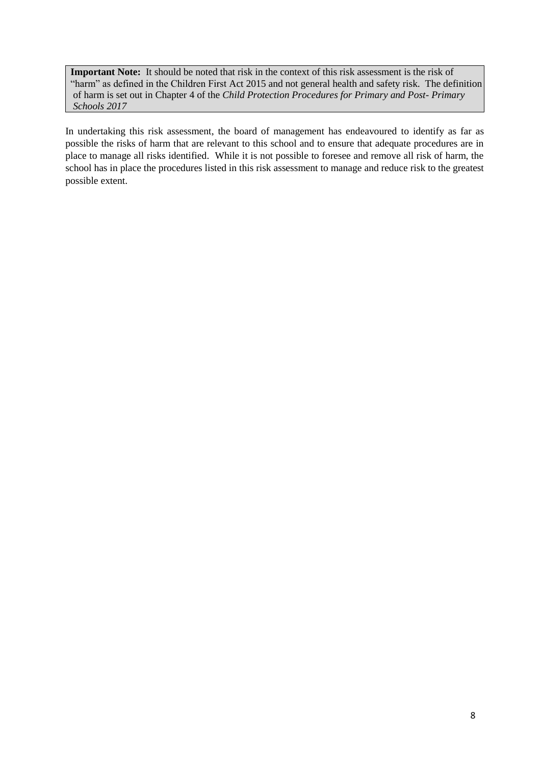**Important Note:** It should be noted that risk in the context of this risk assessment is the risk of "harm" as defined in the Children First Act 2015 and not general health and safety risk. The definition of harm is set out in Chapter 4 of the *Child Protection Procedures for Primary and Post- Primary Schools 2017*

In undertaking this risk assessment, the board of management has endeavoured to identify as far as possible the risks of harm that are relevant to this school and to ensure that adequate procedures are in place to manage all risks identified. While it is not possible to foresee and remove all risk of harm, the school has in place the procedures listed in this risk assessment to manage and reduce risk to the greatest possible extent.